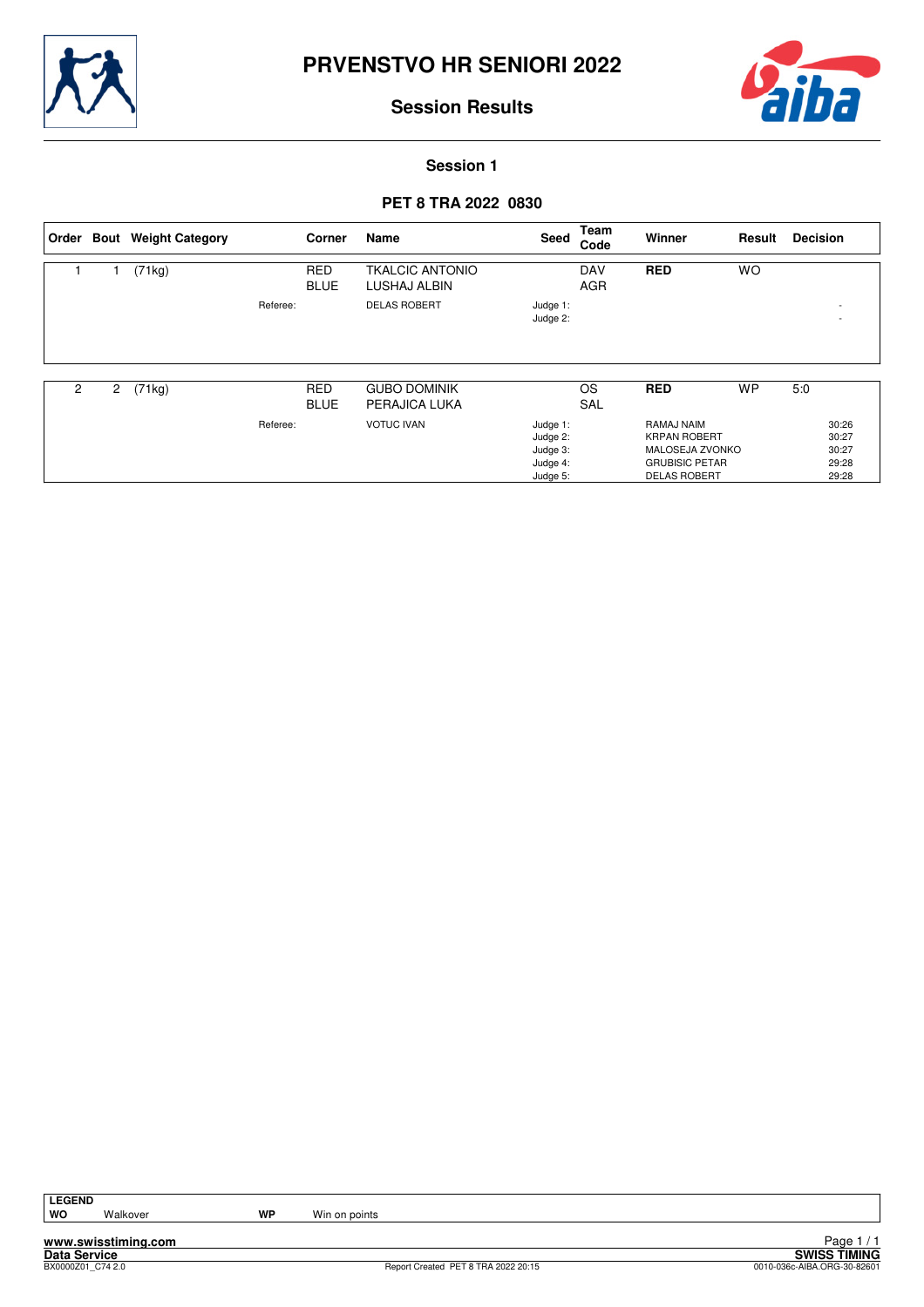# PRVENSTVO HR SENIORI 2022

## Session Results

### Session 1

### PET 8 TRA 2022 0830

| Order | Bout | Weight Category | Corner | Name | Seed | Team Code | Winner | Result | Decision |
|---|---|---|---|---|---|---|---|---|---|
| 1 | 1 | (71kg) | RED | TKALCIC ANTONIO | | DAV | **RED** | WO | |
| | | | BLUE | LUSHAJ ALBIN | | AGR | | | |
| | | Referee: | | DELAS ROBERT | Judge 1: | | | | - |
| | | | | | Judge 2: | | | | - |

| Order | Bout | Weight Category | Corner | Name | Seed | Team Code | Winner | Result | Decision |
|---|---|---|---|---|---|---|---|---|---|
| 2 | 2 | (71kg) | RED | GUBO DOMINIK | | OS | **RED** | WP | 5:0 |
| | | | BLUE | PERAJICA LUKA | | SAL | | | |
| | | Referee: | | VOTUC IVAN | Judge 1: | | RAMAJ NAIM | | 30:26 |
| | | | | | Judge 2: | | KRPAN ROBERT | | 30:27 |
| | | | | | Judge 3: | | MALOSEJA ZVONKO | | 30:27 |
| | | | | | Judge 4: | | GRUBISIC PETAR | | 29:28 |
| | | | | | Judge 5: | | DELAS ROBERT | | 29:28 |

**LEGEND**

| | | | |
|---|---|---|---|
| **WO** | Walkover | **WP** | Win on points |

www.swisstiming.com
Data Service
BX0000Z01_C74 2.0
Report Created PET 8 TRA 2022 20:15
SWISS TIMING
0010-036c-AIBA.ORG-30-82601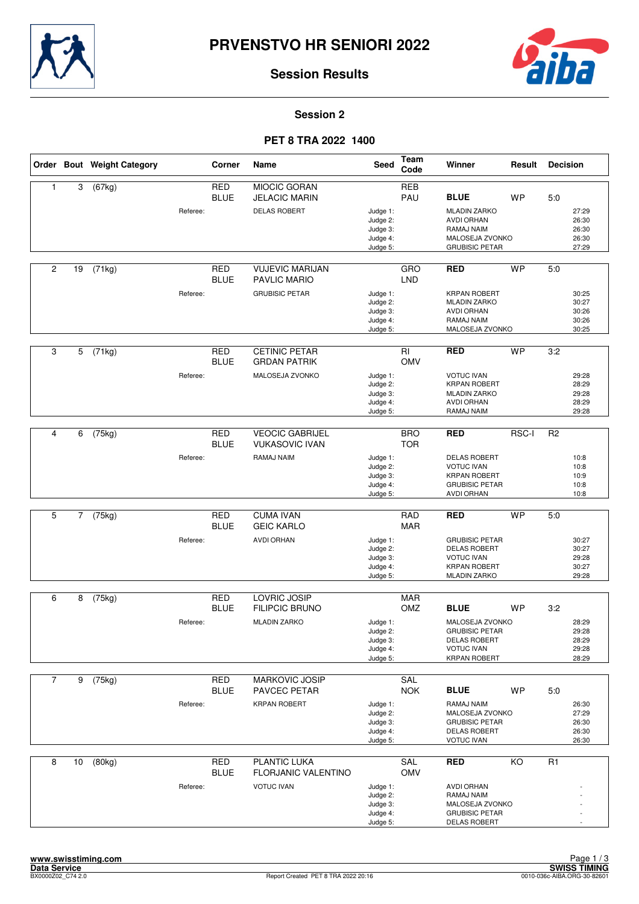# PRVENSTVO HR SENIORI 2022

## Session Results

### Session 2

### PET 8 TRA 2022 1400

| Order | Bout | Weight Category | | Corner | Name | Seed | Team Code | Winner | Result | Decision |
|---|---|---|---|---|---|---|---|---|---|---|
| 1 | 3 | (67kg) | | RED | MIOCIC GORAN | | REB | | | |
| | | | | BLUE | JELACIC MARIN | | PAU | **BLUE** | WP | 5:0 |
| | | | Referee: | | DELAS ROBERT | Judge 1: | | MLADIN ZARKO | | 27:29 |
| | | | | | | Judge 2: | | AVDI ORHAN | | 26:30 |
| | | | | | | Judge 3: | | RAMAJ NAIM | | 26:30 |
| | | | | | | Judge 4: | | MALOSEJA ZVONKO | | 26:30 |
| | | | | | | Judge 5: | | GRUBISIC PETAR | | 27:29 |
| 2 | 19 | (71kg) | | RED | VUJEVIC MARIJAN | | GRO | **RED** | WP | 5:0 |
| | | | | BLUE | PAVLIC MARIO | | LND | | | |
| | | | Referee: | | GRUBISIC PETAR | Judge 1: | | KRPAN ROBERT | | 30:25 |
| | | | | | | Judge 2: | | MLADIN ZARKO | | 30:27 |
| | | | | | | Judge 3: | | AVDI ORHAN | | 30:26 |
| | | | | | | Judge 4: | | RAMAJ NAIM | | 30:26 |
| | | | | | | Judge 5: | | MALOSEJA ZVONKO | | 30:25 |
| 3 | 5 | (71kg) | | RED | CETINIC PETAR | | RI | **RED** | WP | 3:2 |
| | | | | BLUE | GRDAN PATRIK | | OMV | | | |
| | | | Referee: | | MALOSEJA ZVONKO | Judge 1: | | VOTUC IVAN | | 29:28 |
| | | | | | | Judge 2: | | KRPAN ROBERT | | 28:29 |
| | | | | | | Judge 3: | | MLADIN ZARKO | | 29:28 |
| | | | | | | Judge 4: | | AVDI ORHAN | | 28:29 |
| | | | | | | Judge 5: | | RAMAJ NAIM | | 29:28 |
| 4 | 6 | (75kg) | | RED | VEOCIC GABRIJEL | | BRO | **RED** | RSC-I | R2 |
| | | | | BLUE | VUKASOVIC IVAN | | TOR | | | |
| | | | Referee: | | RAMAJ NAIM | Judge 1: | | DELAS ROBERT | | 10:8 |
| | | | | | | Judge 2: | | VOTUC IVAN | | 10:8 |
| | | | | | | Judge 3: | | KRPAN ROBERT | | 10:9 |
| | | | | | | Judge 4: | | GRUBISIC PETAR | | 10:8 |
| | | | | | | Judge 5: | | AVDI ORHAN | | 10:8 |
| 5 | 7 | (75kg) | | RED | CUMA IVAN | | RAD | **RED** | WP | 5:0 |
| | | | | BLUE | GEIC KARLO | | MAR | | | |
| | | | Referee: | | AVDI ORHAN | Judge 1: | | GRUBISIC PETAR | | 30:27 |
| | | | | | | Judge 2: | | DELAS ROBERT | | 30:27 |
| | | | | | | Judge 3: | | VOTUC IVAN | | 29:28 |
| | | | | | | Judge 4: | | KRPAN ROBERT | | 30:27 |
| | | | | | | Judge 5: | | MLADIN ZARKO | | 29:28 |
| 6 | 8 | (75kg) | | RED | LOVRIC JOSIP | | MAR | | | |
| | | | | BLUE | FILIPCIC BRUNO | | OMZ | **BLUE** | WP | 3:2 |
| | | | Referee: | | MLADIN ZARKO | Judge 1: | | MALOSEJA ZVONKO | | 28:29 |
| | | | | | | Judge 2: | | GRUBISIC PETAR | | 29:28 |
| | | | | | | Judge 3: | | DELAS ROBERT | | 28:29 |
| | | | | | | Judge 4: | | VOTUC IVAN | | 29:28 |
| | | | | | | Judge 5: | | KRPAN ROBERT | | 28:29 |
| 7 | 9 | (75kg) | | RED | MARKOVIC JOSIP | | SAL | | | |
| | | | | BLUE | PAVCEC PETAR | | NOK | **BLUE** | WP | 5:0 |
| | | | Referee: | | KRPAN ROBERT | Judge 1: | | RAMAJ NAIM | | 26:30 |
| | | | | | | Judge 2: | | MALOSEJA ZVONKO | | 27:29 |
| | | | | | | Judge 3: | | GRUBISIC PETAR | | 26:30 |
| | | | | | | Judge 4: | | DELAS ROBERT | | 26:30 |
| | | | | | | Judge 5: | | VOTUC IVAN | | 26:30 |
| 8 | 10 | (80kg) | | RED | PLANTIC LUKA | | SAL | **RED** | KO | R1 |
| | | | | BLUE | FLORJANIC VALENTINO | | OMV | | | |
| | | | Referee: | | VOTUC IVAN | Judge 1: | | AVDI ORHAN | | - |
| | | | | | | Judge 2: | | RAMAJ NAIM | | - |
| | | | | | | Judge 3: | | MALOSEJA ZVONKO | | - |
| | | | | | | Judge 4: | | GRUBISIC PETAR | | - |
| | | | | | | Judge 5: | | DELAS ROBERT | | - |

www.swisstiming.com
Data Service
BX0000Z02_C74 2.0

Report Created PET 8 TRA 2022 20:16

SWISS TIMING
0010-036c-AIBA.ORG-30-82601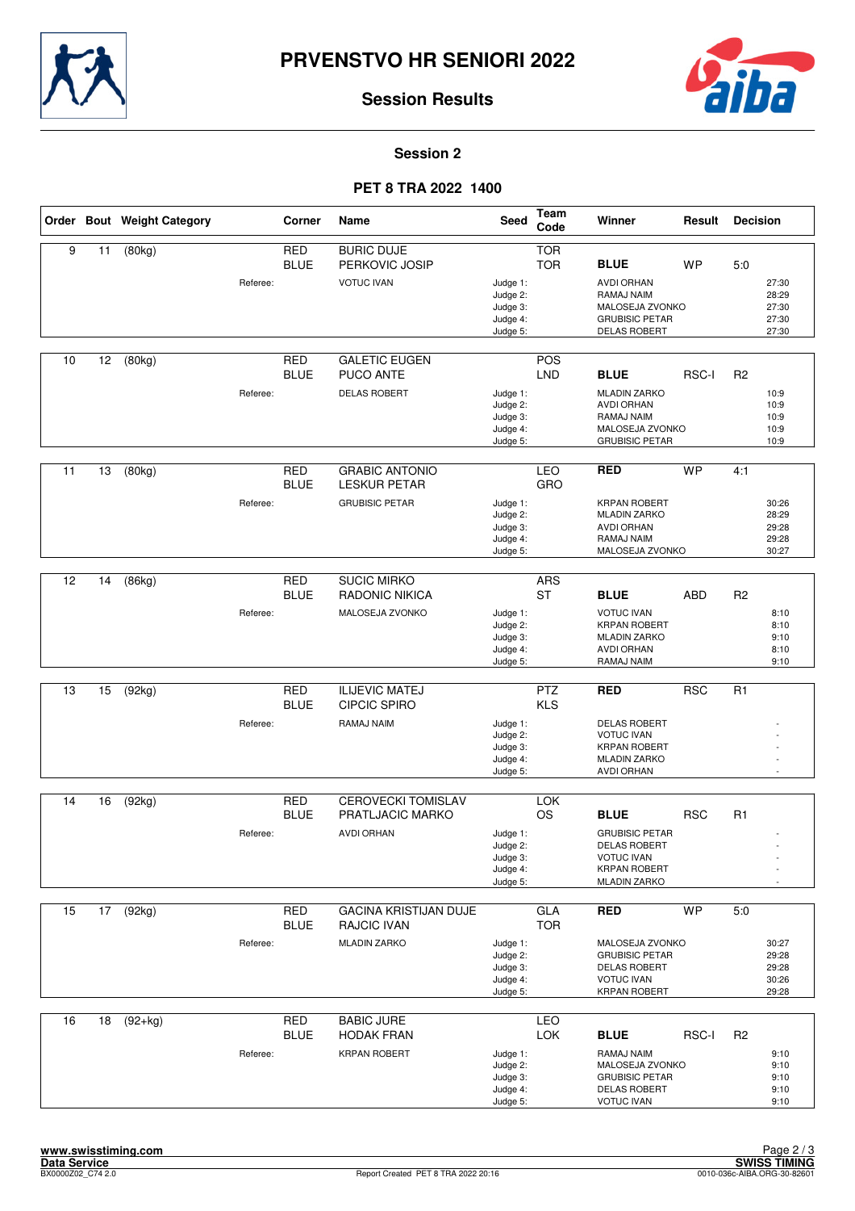# PRVENSTVO HR SENIORI 2022

## Session Results

### Session 2

### PET 8 TRA 2022 1400

| Order | Bout | Weight Category | Corner | Name | Seed | Team Code | Winner | Result | Decision |
|---|---|---|---|---|---|---|---|---|---|
| 9 | 11 | (80kg) | RED | BURIC DUJE | | TOR | | | |
| | | | BLUE | PERKOVIC JOSIP | | TOR | **BLUE** | WP | 5:0 |
| | | Referee: | | VOTUC IVAN | Judge 1: | | AVDI ORHAN | | 27:30 |
| | | | | | Judge 2: | | RAMAJ NAIM | | 28:29 |
| | | | | | Judge 3: | | MALOSEJA ZVONKO | | 27:30 |
| | | | | | Judge 4: | | GRUBISIC PETAR | | 27:30 |
| | | | | | Judge 5: | | DELAS ROBERT | | 27:30 |
| 10 | 12 | (80kg) | RED | GALETIC EUGEN | | POS | | | |
| | | | BLUE | PUCO ANTE | | LND | **BLUE** | RSC-I | R2 |
| | | Referee: | | DELAS ROBERT | Judge 1: | | MLADIN ZARKO | | 10:9 |
| | | | | | Judge 2: | | AVDI ORHAN | | 10:9 |
| | | | | | Judge 3: | | RAMAJ NAIM | | 10:9 |
| | | | | | Judge 4: | | MALOSEJA ZVONKO | | 10:9 |
| | | | | | Judge 5: | | GRUBISIC PETAR | | 10:9 |
| 11 | 13 | (80kg) | RED | GRABIC ANTONIO | | LEO | **RED** | WP | 4:1 |
| | | | BLUE | LESKUR PETAR | | GRO | | | |
| | | Referee: | | GRUBISIC PETAR | Judge 1: | | KRPAN ROBERT | | 30:26 |
| | | | | | Judge 2: | | MLADIN ZARKO | | 28:29 |
| | | | | | Judge 3: | | AVDI ORHAN | | 29:28 |
| | | | | | Judge 4: | | RAMAJ NAIM | | 29:28 |
| | | | | | Judge 5: | | MALOSEJA ZVONKO | | 30:27 |
| 12 | 14 | (86kg) | RED | SUCIC MIRKO | | ARS | | | |
| | | | BLUE | RADONIC NIKICA | | ST | **BLUE** | ABD | R2 |
| | | Referee: | | MALOSEJA ZVONKO | Judge 1: | | VOTUC IVAN | | 8:10 |
| | | | | | Judge 2: | | KRPAN ROBERT | | 8:10 |
| | | | | | Judge 3: | | MLADIN ZARKO | | 9:10 |
| | | | | | Judge 4: | | AVDI ORHAN | | 8:10 |
| | | | | | Judge 5: | | RAMAJ NAIM | | 9:10 |
| 13 | 15 | (92kg) | RED | ILIJEVIC MATEJ | | PTZ | **RED** | RSC | R1 |
| | | | BLUE | CIPCIC SPIRO | | KLS | | | |
| | | Referee: | | RAMAJ NAIM | Judge 1: | | DELAS ROBERT | | - |
| | | | | | Judge 2: | | VOTUC IVAN | | - |
| | | | | | Judge 3: | | KRPAN ROBERT | | - |
| | | | | | Judge 4: | | MLADIN ZARKO | | - |
| | | | | | Judge 5: | | AVDI ORHAN | | - |
| 14 | 16 | (92kg) | RED | CEROVECKI TOMISLAV | | LOK | | | |
| | | | BLUE | PRATLJACIC MARKO | | OS | **BLUE** | RSC | R1 |
| | | Referee: | | AVDI ORHAN | Judge 1: | | GRUBISIC PETAR | | - |
| | | | | | Judge 2: | | DELAS ROBERT | | - |
| | | | | | Judge 3: | | VOTUC IVAN | | - |
| | | | | | Judge 4: | | KRPAN ROBERT | | - |
| | | | | | Judge 5: | | MLADIN ZARKO | | - |
| 15 | 17 | (92kg) | RED | GACINA KRISTIJAN DUJE | | GLA | **RED** | WP | 5:0 |
| | | | BLUE | RAJCIC IVAN | | TOR | | | |
| | | Referee: | | MLADIN ZARKO | Judge 1: | | MALOSEJA ZVONKO | | 30:27 |
| | | | | | Judge 2: | | GRUBISIC PETAR | | 29:28 |
| | | | | | Judge 3: | | DELAS ROBERT | | 29:28 |
| | | | | | Judge 4: | | VOTUC IVAN | | 30:26 |
| | | | | | Judge 5: | | KRPAN ROBERT | | 29:28 |
| 16 | 18 | (92+kg) | RED | BABIC JURE | | LEO | | | |
| | | | BLUE | HODAK FRAN | | LOK | **BLUE** | RSC-I | R2 |
| | | Referee: | | KRPAN ROBERT | Judge 1: | | RAMAJ NAIM | | 9:10 |
| | | | | | Judge 2: | | MALOSEJA ZVONKO | | 9:10 |
| | | | | | Judge 3: | | GRUBISIC PETAR | | 9:10 |
| | | | | | Judge 4: | | DELAS ROBERT | | 9:10 |
| | | | | | Judge 5: | | VOTUC IVAN | | 9:10 |

www.swisstiming.com
Data Service
BX0000Z02_C74 2.0 Report Created PET 8 TRA 2022 20:16
SWISS TIMING
0010-036c-AIBA.ORG-30-82601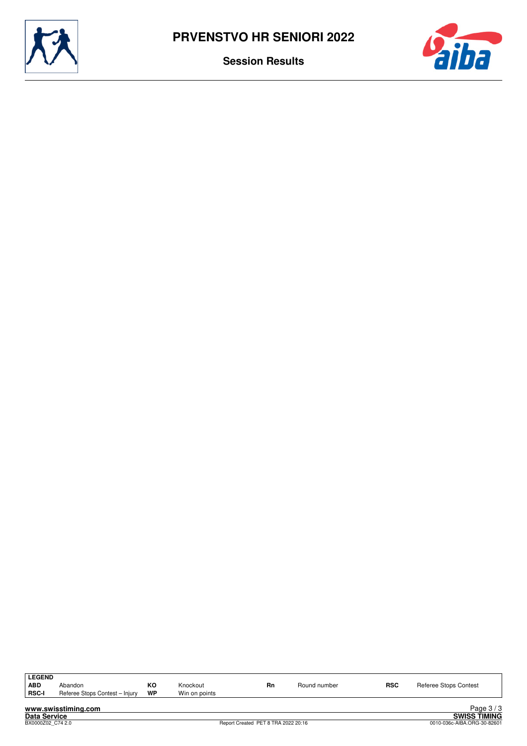# PRVENSTVO HR SENIORI 2022

## Session Results

| LEGEND | | | | | | | |
|---|---|---|---|---|---|---|---|
| **ABD** | Abandon | **KO** | Knockout | **Rn** | Round number | **RSC** | Referee Stops Contest |
| **RSC-I** | Referee Stops Contest – Injury | **WP** | Win on points | | | | |

**www.swisstiming.com**
**Data Service**
BX0000Z02_C74 2.0

Report Created PET 8 TRA 2022 20:16

**SWISS TIMING**
0010-036c-AIBA.ORG-30-82601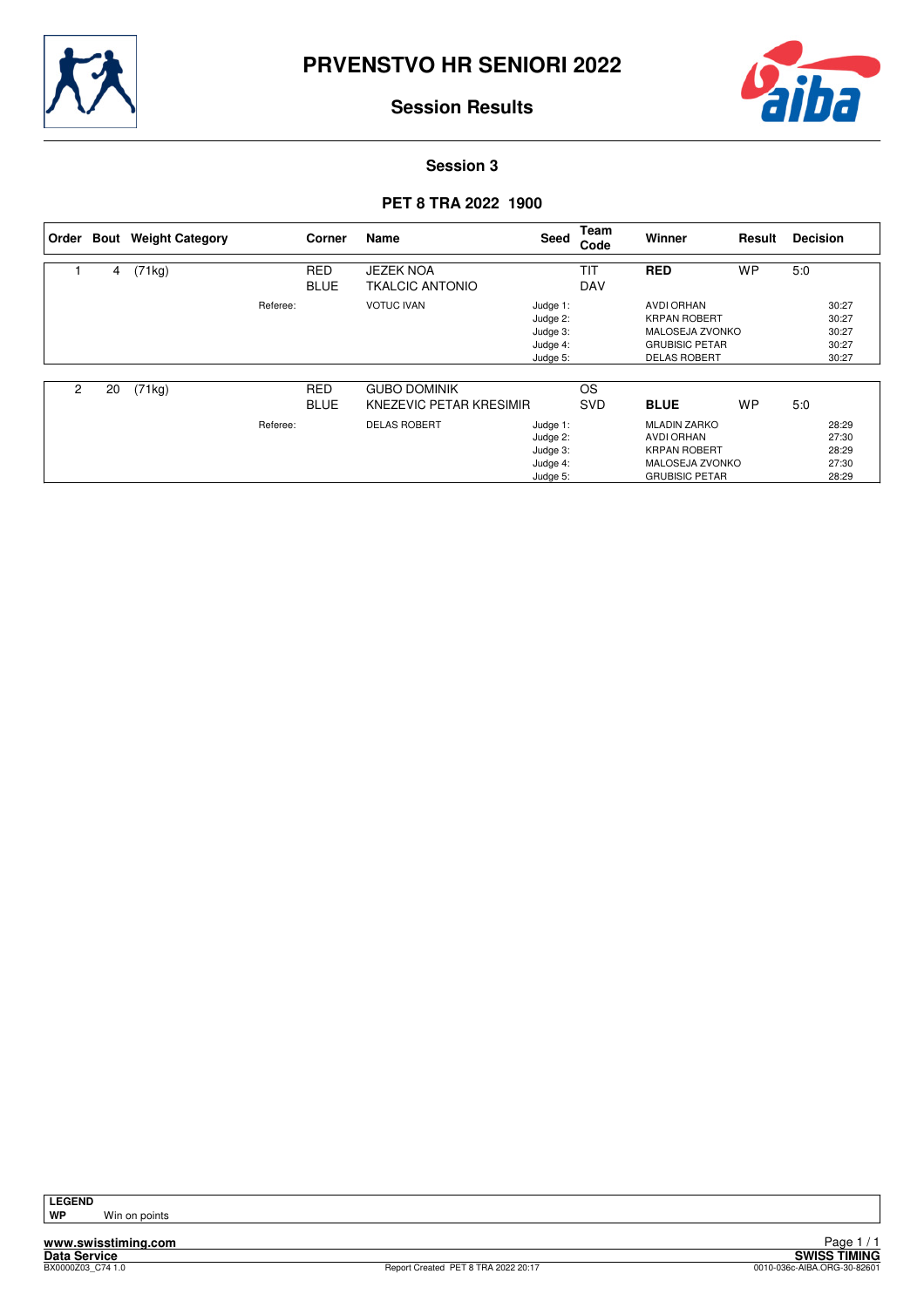# PRVENSTVO HR SENIORI 2022

## Session Results

### Session 3

### PET 8 TRA 2022 1900

| Order | Bout | Weight Category | | Corner | Name | Seed | Team Code | Winner | Result | Decision |
|---|---|---|---|---|---|---|---|---|---|---|
| 1 | 4 | (71kg) | | RED | JEZEK NOA | | TIT | **RED** | WP | 5:0 |
| | | | | BLUE | TKALCIC ANTONIO | | DAV | | | |
| | | | Referee: | | VOTUC IVAN | Judge 1: | | AVDI ORHAN | | 30:27 |
| | | | | | | Judge 2: | | KRPAN ROBERT | | 30:27 |
| | | | | | | Judge 3: | | MALOSEJA ZVONKO | | 30:27 |
| | | | | | | Judge 4: | | GRUBISIC PETAR | | 30:27 |
| | | | | | | Judge 5: | | DELAS ROBERT | | 30:27 |
| 2 | 20 | (71kg) | | RED | GUBO DOMINIK | | OS | | | |
| | | | | BLUE | KNEZEVIC PETAR KRESIMIR | | SVD | **BLUE** | WP | 5:0 |
| | | | Referee: | | DELAS ROBERT | Judge 1: | | MLADIN ZARKO | | 28:29 |
| | | | | | | Judge 2: | | AVDI ORHAN | | 27:30 |
| | | | | | | Judge 3: | | KRPAN ROBERT | | 28:29 |
| | | | | | | Judge 4: | | MALOSEJA ZVONKO | | 27:30 |
| | | | | | | Judge 5: | | GRUBISIC PETAR | | 28:29 |

**LEGEND**

**WP** Win on points

www.swisstiming.com
Data Service
BX0000Z03_C74 1.0

Report Created PET 8 TRA 2022 20:17

SWISS TIMING
0010-036c-AIBA.ORG-30-82601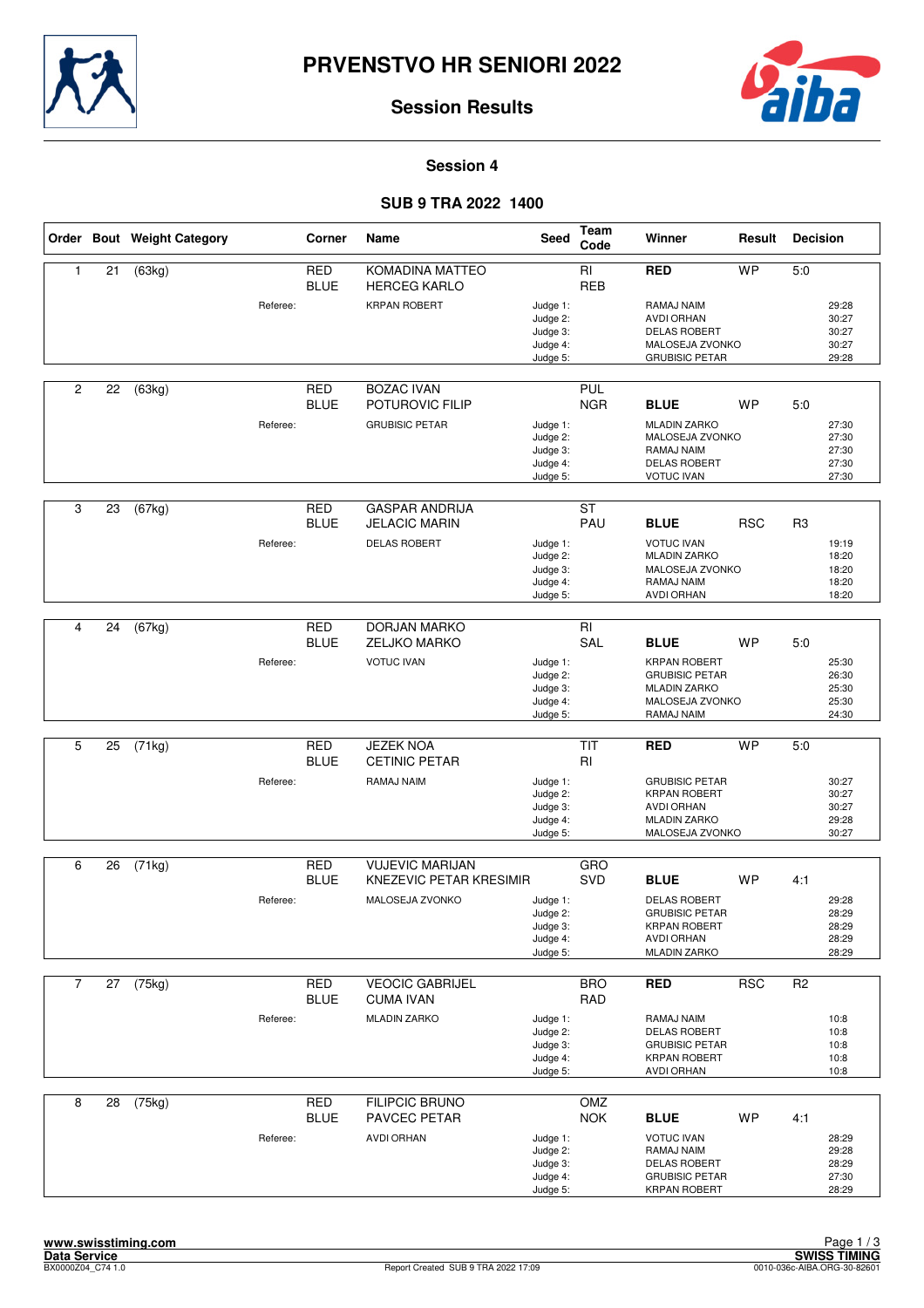# PRVENSTVO HR SENIORI 2022

## Session Results

### Session 4

### SUB 9 TRA 2022 1400

| Order | Bout | Weight Category | Corner | Name | Seed | Team Code | Winner | Result | Decision |
|---|---|---|---|---|---|---|---|---|---|
| 1 | 21 | (63kg) | RED | KOMADINA MATTEO | | RI | RED | WP | 5:0 |
| | | | BLUE | HERCEG KARLO | | REB | | | |
| | | Referee: | | KRPAN ROBERT | Judge 1: | | RAMAJ NAIM | | 29:28 |
| | | | | | Judge 2: | | AVDI ORHAN | | 30:27 |
| | | | | | Judge 3: | | DELAS ROBERT | | 30:27 |
| | | | | | Judge 4: | | MALOSEJA ZVONKO | | 30:27 |
| | | | | | Judge 5: | | GRUBISIC PETAR | | 29:28 |
| 2 | 22 | (63kg) | RED | BOZAC IVAN | | PUL | | | |
| | | | BLUE | POTUROVIC FILIP | | NGR | BLUE | WP | 5:0 |
| | | Referee: | | GRUBISIC PETAR | Judge 1: | | MLADIN ZARKO | | 27:30 |
| | | | | | Judge 2: | | MALOSEJA ZVONKO | | 27:30 |
| | | | | | Judge 3: | | RAMAJ NAIM | | 27:30 |
| | | | | | Judge 4: | | DELAS ROBERT | | 27:30 |
| | | | | | Judge 5: | | VOTUC IVAN | | 27:30 |
| 3 | 23 | (67kg) | RED | GASPAR ANDRIJA | | ST | | | |
| | | | BLUE | JELACIC MARIN | | PAU | BLUE | RSC | R3 |
| | | Referee: | | DELAS ROBERT | Judge 1: | | VOTUC IVAN | | 19:19 |
| | | | | | Judge 2: | | MLADIN ZARKO | | 18:20 |
| | | | | | Judge 3: | | MALOSEJA ZVONKO | | 18:20 |
| | | | | | Judge 4: | | RAMAJ NAIM | | 18:20 |
| | | | | | Judge 5: | | AVDI ORHAN | | 18:20 |
| 4 | 24 | (67kg) | RED | DORJAN MARKO | | RI | | | |
| | | | BLUE | ZELJKO MARKO | | SAL | BLUE | WP | 5:0 |
| | | Referee: | | VOTUC IVAN | Judge 1: | | KRPAN ROBERT | | 25:30 |
| | | | | | Judge 2: | | GRUBISIC PETAR | | 26:30 |
| | | | | | Judge 3: | | MLADIN ZARKO | | 25:30 |
| | | | | | Judge 4: | | MALOSEJA ZVONKO | | 25:30 |
| | | | | | Judge 5: | | RAMAJ NAIM | | 24:30 |
| 5 | 25 | (71kg) | RED | JEZEK NOA | | TIT | RED | WP | 5:0 |
| | | | BLUE | CETINIC PETAR | | RI | | | |
| | | Referee: | | RAMAJ NAIM | Judge 1: | | GRUBISIC PETAR | | 30:27 |
| | | | | | Judge 2: | | KRPAN ROBERT | | 30:27 |
| | | | | | Judge 3: | | AVDI ORHAN | | 30:27 |
| | | | | | Judge 4: | | MLADIN ZARKO | | 29:28 |
| | | | | | Judge 5: | | MALOSEJA ZVONKO | | 30:27 |
| 6 | 26 | (71kg) | RED | VUJEVIC MARIJAN | | GRO | | | |
| | | | BLUE | KNEZEVIC PETAR KRESIMIR | | SVD | BLUE | WP | 4:1 |
| | | Referee: | | MALOSEJA ZVONKO | Judge 1: | | DELAS ROBERT | | 29:28 |
| | | | | | Judge 2: | | GRUBISIC PETAR | | 28:29 |
| | | | | | Judge 3: | | KRPAN ROBERT | | 28:29 |
| | | | | | Judge 4: | | AVDI ORHAN | | 28:29 |
| | | | | | Judge 5: | | MLADIN ZARKO | | 28:29 |
| 7 | 27 | (75kg) | RED | VEOCIC GABRIJEL | | BRO | RED | RSC | R2 |
| | | | BLUE | CUMA IVAN | | RAD | | | |
| | | Referee: | | MLADIN ZARKO | Judge 1: | | RAMAJ NAIM | | 10:8 |
| | | | | | Judge 2: | | DELAS ROBERT | | 10:8 |
| | | | | | Judge 3: | | GRUBISIC PETAR | | 10:8 |
| | | | | | Judge 4: | | KRPAN ROBERT | | 10:8 |
| | | | | | Judge 5: | | AVDI ORHAN | | 10:8 |
| 8 | 28 | (75kg) | RED | FILIPCIC BRUNO | | OMZ | | | |
| | | | BLUE | PAVCEC PETAR | | NOK | BLUE | WP | 4:1 |
| | | Referee: | | AVDI ORHAN | Judge 1: | | VOTUC IVAN | | 28:29 |
| | | | | | Judge 2: | | RAMAJ NAIM | | 29:28 |
| | | | | | Judge 3: | | DELAS ROBERT | | 28:29 |
| | | | | | Judge 4: | | GRUBISIC PETAR | | 27:30 |
| | | | | | Judge 5: | | KRPAN ROBERT | | 28:29 |

www.swisstiming.com
Data Service
BX0000Z04_C74 1.0
Report Created SUB 9 TRA 2022 17:09
SWISS TIMING
0010-036c-AIBA.ORG-30-82601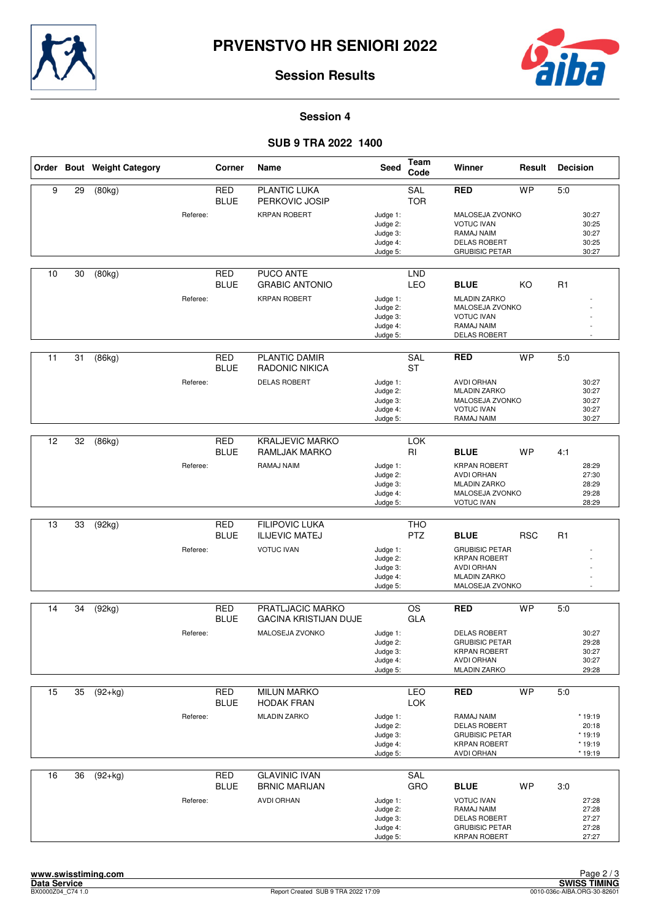# PRVENSTVO HR SENIORI 2022

## Session Results

### Session 4

### SUB 9 TRA 2022 1400

| Order | Bout | Weight Category | Corner | Name | Seed | Team Code | Winner | Result | Decision |
|---|---|---|---|---|---|---|---|---|---|
| 9 | 29 | (80kg) | RED | PLANTIC LUKA | | SAL | RED | WP | 5:0 |
| | | | BLUE | PERKOVIC JOSIP | | TOR | | | |
| | | Referee: | | KRPAN ROBERT | Judge 1: | | MALOSEJA ZVONKO | | 30:27 |
| | | | | | Judge 2: | | VOTUC IVAN | | 30:25 |
| | | | | | Judge 3: | | RAMAJ NAIM | | 30:27 |
| | | | | | Judge 4: | | DELAS ROBERT | | 30:25 |
| | | | | | Judge 5: | | GRUBISIC PETAR | | 30:27 |
| 10 | 30 | (80kg) | RED | PUCO ANTE | | LND | | | |
| | | | BLUE | GRABIC ANTONIO | | LEO | BLUE | KO | R1 |
| | | Referee: | | KRPAN ROBERT | Judge 1: | | MLADIN ZARKO | | - |
| | | | | | Judge 2: | | MALOSEJA ZVONKO | | - |
| | | | | | Judge 3: | | VOTUC IVAN | | - |
| | | | | | Judge 4: | | RAMAJ NAIM | | - |
| | | | | | Judge 5: | | DELAS ROBERT | | - |
| 11 | 31 | (86kg) | RED | PLANTIC DAMIR | | SAL | RED | WP | 5:0 |
| | | | BLUE | RADONIC NIKICA | | ST | | | |
| | | Referee: | | DELAS ROBERT | Judge 1: | | AVDI ORHAN | | 30:27 |
| | | | | | Judge 2: | | MLADIN ZARKO | | 30:27 |
| | | | | | Judge 3: | | MALOSEJA ZVONKO | | 30:27 |
| | | | | | Judge 4: | | VOTUC IVAN | | 30:27 |
| | | | | | Judge 5: | | RAMAJ NAIM | | 30:27 |
| 12 | 32 | (86kg) | RED | KRALJEVIC MARKO | | LOK | | | |
| | | | BLUE | RAMLJAK MARKO | | RI | BLUE | WP | 4:1 |
| | | Referee: | | RAMAJ NAIM | Judge 1: | | KRPAN ROBERT | | 28:29 |
| | | | | | Judge 2: | | AVDI ORHAN | | 27:30 |
| | | | | | Judge 3: | | MLADIN ZARKO | | 28:29 |
| | | | | | Judge 4: | | MALOSEJA ZVONKO | | 29:28 |
| | | | | | Judge 5: | | VOTUC IVAN | | 28:29 |
| 13 | 33 | (92kg) | RED | FILIPOVIC LUKA | | THO | | | |
| | | | BLUE | ILIJEVIC MATEJ | | PTZ | BLUE | RSC | R1 |
| | | Referee: | | VOTUC IVAN | Judge 1: | | GRUBISIC PETAR | | - |
| | | | | | Judge 2: | | KRPAN ROBERT | | - |
| | | | | | Judge 3: | | AVDI ORHAN | | - |
| | | | | | Judge 4: | | MLADIN ZARKO | | - |
| | | | | | Judge 5: | | MALOSEJA ZVONKO | | - |
| 14 | 34 | (92kg) | RED | PRATLJACIC MARKO | | OS | RED | WP | 5:0 |
| | | | BLUE | GACINA KRISTIJAN DUJE | | GLA | | | |
| | | Referee: | | MALOSEJA ZVONKO | Judge 1: | | DELAS ROBERT | | 30:27 |
| | | | | | Judge 2: | | GRUBISIC PETAR | | 29:28 |
| | | | | | Judge 3: | | KRPAN ROBERT | | 30:27 |
| | | | | | Judge 4: | | AVDI ORHAN | | 30:27 |
| | | | | | Judge 5: | | MLADIN ZARKO | | 29:28 |
| 15 | 35 | (92+kg) | RED | MILUN MARKO | | LEO | RED | WP | 5:0 |
| | | | BLUE | HODAK FRAN | | LOK | | | |
| | | Referee: | | MLADIN ZARKO | Judge 1: | | RAMAJ NAIM | | * 19:19 |
| | | | | | Judge 2: | | DELAS ROBERT | | 20:18 |
| | | | | | Judge 3: | | GRUBISIC PETAR | | * 19:19 |
| | | | | | Judge 4: | | KRPAN ROBERT | | * 19:19 |
| | | | | | Judge 5: | | AVDI ORHAN | | * 19:19 |
| 16 | 36 | (92+kg) | RED | GLAVINIC IVAN | | SAL | | | |
| | | | BLUE | BRNIC MARIJAN | | GRO | BLUE | WP | 3:0 |
| | | Referee: | | AVDI ORHAN | Judge 1: | | VOTUC IVAN | | 27:28 |
| | | | | | Judge 2: | | RAMAJ NAIM | | 27:28 |
| | | | | | Judge 3: | | DELAS ROBERT | | 27:27 |
| | | | | | Judge 4: | | GRUBISIC PETAR | | 27:28 |
| | | | | | Judge 5: | | KRPAN ROBERT | | 27:27 |

www.swisstiming.com
Data Service
BX0000Z04_C74 1.0

Report Created SUB 9 TRA 2022 17:09

SWISS TIMING
0010-036c-AIBA.ORG-30-82601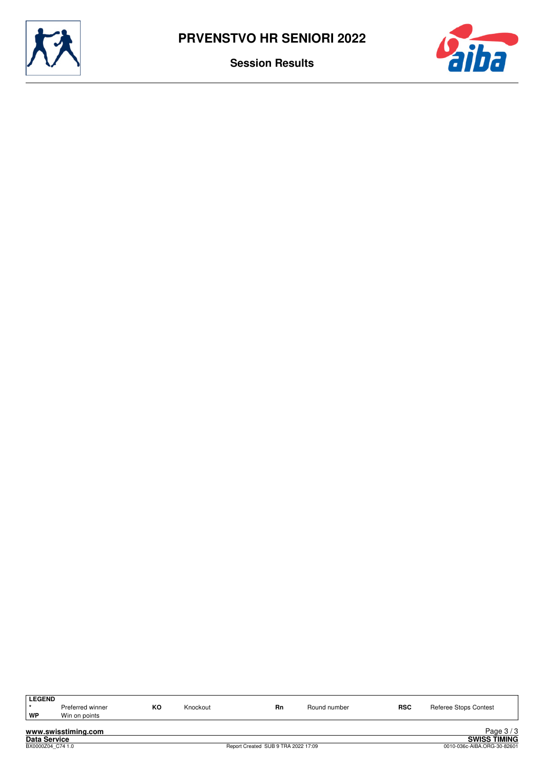# PRVENSTVO HR SENIORI 2022

## Session Results

| LEGEND | | | | | | | |
|---|---|---|---|---|---|---|---|
| * | Preferred winner | KO | Knockout | Rn | Round number | RSC | Referee Stops Contest |
| WP | Win on points | | | | | | |

www.swisstiming.com
Data Service
BX0000Z04_C74 1.0
Report Created SUB 9 TRA 2022 17:09
SWISS TIMING
0010-036c-AIBA.ORG-30-82601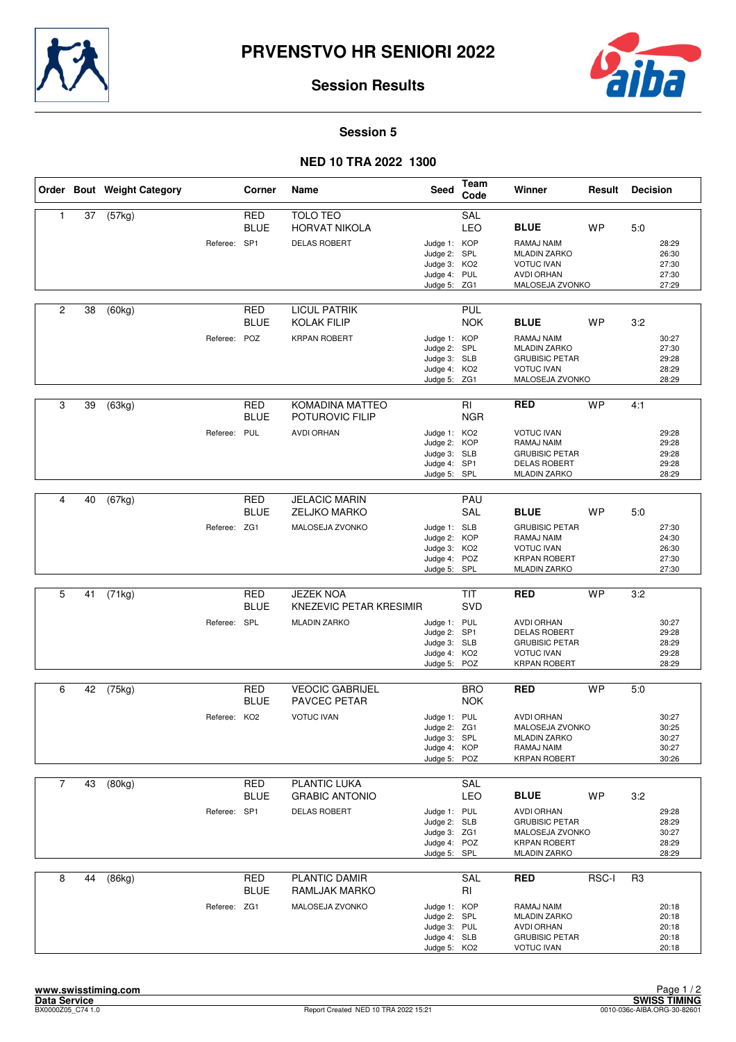# PRVENSTVO HR SENIORI 2022

## Session Results

### Session 5

### NED 10 TRA 2022 1300

| Order | Bout | Weight Category | Corner | Name | Seed | Team Code | Winner | Result | Decision |
|---|---|---|---|---|---|---|---|---|---|
| 1 | 37 | (57kg) | RED | TOLO TEO | | SAL | | | |
| | | | BLUE | HORVAT NIKOLA | | LEO | **BLUE** | WP | 5:0 |
| | | Referee: | SP1 | DELAS ROBERT | Judge 1: | KOP | RAMAJ NAIM | | 28:29 |
| | | | | | Judge 2: | SPL | MLADIN ZARKO | | 26:30 |
| | | | | | Judge 3: | KO2 | VOTUC IVAN | | 27:30 |
| | | | | | Judge 4: | PUL | AVDI ORHAN | | 27:30 |
| | | | | | Judge 5: | ZG1 | MALOSEJA ZVONKO | | 27:29 |
| 2 | 38 | (60kg) | RED | LICUL PATRIK | | PUL | | | |
| | | | BLUE | KOLAK FILIP | | NOK | **BLUE** | WP | 3:2 |
| | | Referee: | POZ | KRPAN ROBERT | Judge 1: | KOP | RAMAJ NAIM | | 30:27 |
| | | | | | Judge 2: | SPL | MLADIN ZARKO | | 27:30 |
| | | | | | Judge 3: | SLB | GRUBISIC PETAR | | 29:28 |
| | | | | | Judge 4: | KO2 | VOTUC IVAN | | 28:29 |
| | | | | | Judge 5: | ZG1 | MALOSEJA ZVONKO | | 28:29 |
| 3 | 39 | (63kg) | RED | KOMADINA MATTEO | | RI | **RED** | WP | 4:1 |
| | | | BLUE | POTUROVIC FILIP | | NGR | | | |
| | | Referee: | PUL | AVDI ORHAN | Judge 1: | KO2 | VOTUC IVAN | | 29:28 |
| | | | | | Judge 2: | KOP | RAMAJ NAIM | | 29:28 |
| | | | | | Judge 3: | SLB | GRUBISIC PETAR | | 29:28 |
| | | | | | Judge 4: | SP1 | DELAS ROBERT | | 29:28 |
| | | | | | Judge 5: | SPL | MLADIN ZARKO | | 28:29 |
| 4 | 40 | (67kg) | RED | JELACIC MARIN | | PAU | | | |
| | | | BLUE | ZELJKO MARKO | | SAL | **BLUE** | WP | 5:0 |
| | | Referee: | ZG1 | MALOSEJA ZVONKO | Judge 1: | SLB | GRUBISIC PETAR | | 27:30 |
| | | | | | Judge 2: | KOP | RAMAJ NAIM | | 24:30 |
| | | | | | Judge 3: | KO2 | VOTUC IVAN | | 26:30 |
| | | | | | Judge 4: | POZ | KRPAN ROBERT | | 27:30 |
| | | | | | Judge 5: | SPL | MLADIN ZARKO | | 27:30 |
| 5 | 41 | (71kg) | RED | JEZEK NOA | | TIT | **RED** | WP | 3:2 |
| | | | BLUE | KNEZEVIC PETAR KRESIMIR | | SVD | | | |
| | | Referee: | SPL | MLADIN ZARKO | Judge 1: | PUL | AVDI ORHAN | | 30:27 |
| | | | | | Judge 2: | SP1 | DELAS ROBERT | | 29:28 |
| | | | | | Judge 3: | SLB | GRUBISIC PETAR | | 28:29 |
| | | | | | Judge 4: | KO2 | VOTUC IVAN | | 29:28 |
| | | | | | Judge 5: | POZ | KRPAN ROBERT | | 28:29 |
| 6 | 42 | (75kg) | RED | VEOCIC GABRIJEL | | BRO | **RED** | WP | 5:0 |
| | | | BLUE | PAVCEC PETAR | | NOK | | | |
| | | Referee: | KO2 | VOTUC IVAN | Judge 1: | PUL | AVDI ORHAN | | 30:27 |
| | | | | | Judge 2: | ZG1 | MALOSEJA ZVONKO | | 30:25 |
| | | | | | Judge 3: | SPL | MLADIN ZARKO | | 30:27 |
| | | | | | Judge 4: | KOP | RAMAJ NAIM | | 30:27 |
| | | | | | Judge 5: | POZ | KRPAN ROBERT | | 30:26 |
| 7 | 43 | (80kg) | RED | PLANTIC LUKA | | SAL | | | |
| | | | BLUE | GRABIC ANTONIO | | LEO | **BLUE** | WP | 3:2 |
| | | Referee: | SP1 | DELAS ROBERT | Judge 1: | PUL | AVDI ORHAN | | 29:28 |
| | | | | | Judge 2: | SLB | GRUBISIC PETAR | | 28:29 |
| | | | | | Judge 3: | ZG1 | MALOSEJA ZVONKO | | 30:27 |
| | | | | | Judge 4: | POZ | KRPAN ROBERT | | 28:29 |
| | | | | | Judge 5: | SPL | MLADIN ZARKO | | 28:29 |
| 8 | 44 | (86kg) | RED | PLANTIC DAMIR | | SAL | **RED** | RSC-I | R3 |
| | | | BLUE | RAMLJAK MARKO | | RI | | | |
| | | Referee: | ZG1 | MALOSEJA ZVONKO | Judge 1: | KOP | RAMAJ NAIM | | 20:18 |
| | | | | | Judge 2: | SPL | MLADIN ZARKO | | 20:18 |
| | | | | | Judge 3: | PUL | AVDI ORHAN | | 20:18 |
| | | | | | Judge 4: | SLB | GRUBISIC PETAR | | 20:18 |
| | | | | | Judge 5: | KO2 | VOTUC IVAN | | 20:18 |

www.swisstiming.com
Data Service
BX0000Z05_C74 1.0

Report Created NED 10 TRA 2022 15:21

SWISS TIMING
0010-036c-AIBA.ORG-30-82601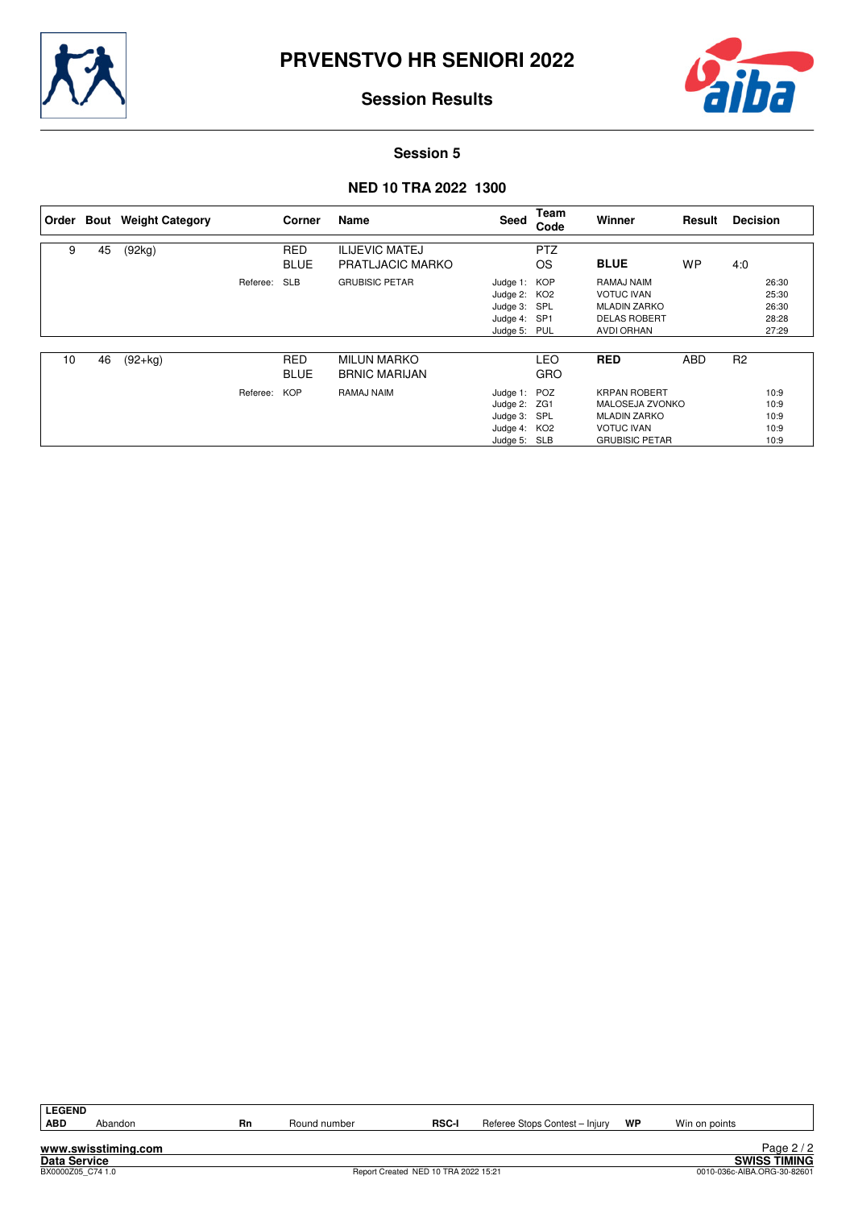# PRVENSTVO HR SENIORI 2022

## Session Results

### Session 5

### NED 10 TRA 2022 1300

| Order | Bout | Weight Category | | Corner | Name | Seed | Team Code | Winner | Result | Decision | |
|---|---|---|---|---|---|---|---|---|---|---|---|
| 9 | 45 | (92kg) | | RED | ILIJEVIC MATEJ | | PTZ | | | | |
| | | | | BLUE | PRATLJACIC MARKO | | OS | **BLUE** | WP | 4:0 | |
| | | | Referee: | SLB | GRUBISIC PETAR | Judge 1: | KOP | RAMAJ NAIM | | | 26:30 |
| | | | | | | Judge 2: | KO2 | VOTUC IVAN | | | 25:30 |
| | | | | | | Judge 3: | SPL | MLADIN ZARKO | | | 26:30 |
| | | | | | | Judge 4: | SP1 | DELAS ROBERT | | | 28:28 |
| | | | | | | Judge 5: | PUL | AVDI ORHAN | | | 27:29 |
| 10 | 46 | (92+kg) | | RED | MILUN MARKO | | LEO | **RED** | ABD | R2 | |
| | | | | BLUE | BRNIC MARIJAN | | GRO | | | | |
| | | | Referee: | KOP | RAMAJ NAIM | Judge 1: | POZ | KRPAN ROBERT | | | 10:9 |
| | | | | | | Judge 2: | ZG1 | MALOSEJA ZVONKO | | | 10:9 |
| | | | | | | Judge 3: | SPL | MLADIN ZARKO | | | 10:9 |
| | | | | | | Judge 4: | KO2 | VOTUC IVAN | | | 10:9 |
| | | | | | | Judge 5: | SLB | GRUBISIC PETAR | | | 10:9 |

**LEGEND**

| | | | | | | | |
|---|---|---|---|---|---|---|---|
| **ABD** | Abandon | **Rn** | Round number | **RSC-I** | Referee Stops Contest – Injury | **WP** | Win on points |

www.swisstiming.com
Data Service
BX0000Z05_C74 1.0
Report Created NED 10 TRA 2022 15:21
SWISS TIMING
0010-036c-AIBA.ORG-30-82601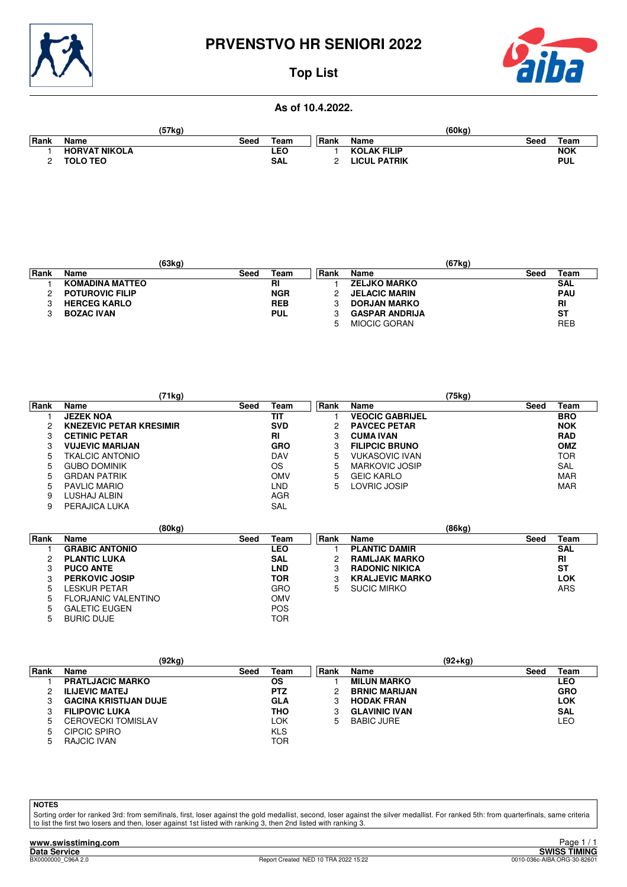# PRVENSTVO HR SENIORI 2022

## Top List

**As of 10.4.2022.**

### (57kg)

| Rank | Name | Seed | Team |
|---|---|---|---|
| 1 | **HORVAT NIKOLA** | | **LEO** |
| 2 | **TOLO TEO** | | **SAL** |

### (60kg)

| Rank | Name | Seed | Team |
|---|---|---|---|
| 1 | **KOLAK FILIP** | | **NOK** |
| 2 | **LICUL PATRIK** | | **PUL** |

### (63kg)

| Rank | Name | Seed | Team |
|---|---|---|---|
| 1 | **KOMADINA MATTEO** | | **RI** |
| 2 | **POTUROVIC FILIP** | | **NGR** |
| 3 | **HERCEG KARLO** | | **REB** |
| 3 | **BOZAC IVAN** | | **PUL** |

### (67kg)

| Rank | Name | Seed | Team |
|---|---|---|---|
| 1 | **ZELJKO MARKO** | | **SAL** |
| 2 | **JELACIC MARIN** | | **PAU** |
| 3 | **DORJAN MARKO** | | **RI** |
| 3 | **GASPAR ANDRIJA** | | **ST** |
| 5 | MIOCIC GORAN | | REB |

### (71kg)

| Rank | Name | Seed | Team |
|---|---|---|---|
| 1 | **JEZEK NOA** | | **TIT** |
| 2 | **KNEZEVIC PETAR KRESIMIR** | | **SVD** |
| 3 | **CETINIC PETAR** | | **RI** |
| 3 | **VUJEVIC MARIJAN** | | **GRO** |
| 5 | TKALCIC ANTONIO | | DAV |
| 5 | GUBO DOMINIK | | OS |
| 5 | GRDAN PATRIK | | OMV |
| 5 | PAVLIC MARIO | | LND |
| 9 | LUSHAJ ALBIN | | AGR |
| 9 | PERAJICA LUKA | | SAL |

### (75kg)

| Rank | Name | Seed | Team |
|---|---|---|---|
| 1 | **VEOCIC GABRIJEL** | | **BRO** |
| 2 | **PAVCEC PETAR** | | **NOK** |
| 3 | **CUMA IVAN** | | **RAD** |
| 3 | **FILIPCIC BRUNO** | | **OMZ** |
| 5 | VUKASOVIC IVAN | | TOR |
| 5 | MARKOVIC JOSIP | | SAL |
| 5 | GEIC KARLO | | MAR |
| 5 | LOVRIC JOSIP | | MAR |

### (80kg)

| Rank | Name | Seed | Team |
|---|---|---|---|
| 1 | **GRABIC ANTONIO** | | **LEO** |
| 2 | **PLANTIC LUKA** | | **SAL** |
| 3 | **PUCO ANTE** | | **LND** |
| 3 | **PERKOVIC JOSIP** | | **TOR** |
| 5 | LESKUR PETAR | | GRO |
| 5 | FLORJANIC VALENTINO | | OMV |
| 5 | GALETIC EUGEN | | POS |
| 5 | BURIC DUJE | | TOR |

### (86kg)

| Rank | Name | Seed | Team |
|---|---|---|---|
| 1 | **PLANTIC DAMIR** | | **SAL** |
| 2 | **RAMLJAK MARKO** | | **RI** |
| 3 | **RADONIC NIKICA** | | **ST** |
| 3 | **KRALJEVIC MARKO** | | **LOK** |
| 5 | SUCIC MIRKO | | ARS |

### (92kg)

| Rank | Name | Seed | Team |
|---|---|---|---|
| 1 | **PRATLJACIC MARKO** | | **OS** |
| 2 | **ILIJEVIC MATEJ** | | **PTZ** |
| 3 | **GACINA KRISTIJAN DUJE** | | **GLA** |
| 3 | **FILIPOVIC LUKA** | | **THO** |
| 5 | CEROVECKI TOMISLAV | | LOK |
| 5 | CIPCIC SPIRO | | KLS |
| 5 | RAJCIC IVAN | | TOR |

### (92+kg)

| Rank | Name | Seed | Team |
|---|---|---|---|
| 1 | **MILUN MARKO** | | **LEO** |
| 2 | **BRNIC MARIJAN** | | **GRO** |
| 3 | **HODAK FRAN** | | **LOK** |
| 3 | **GLAVINIC IVAN** | | **SAL** |
| 5 | BABIC JURE | | LEO |

**NOTES**

Sorting order for ranked 3rd: from semifinals, first, loser against the gold medallist, second, loser against the silver medallist. For ranked 5th: from quarterfinals, same criteria to list the first two losers and then, loser against 1st listed with ranking 3, then 2nd listed with ranking 3.

www.swisstiming.com
Data Service
BX0000000_C96A 2.0 — Report Created NED 10 TRA 2022 15:22 — SWISS TIMING — 0010-036c-AIBA.ORG-30-82601